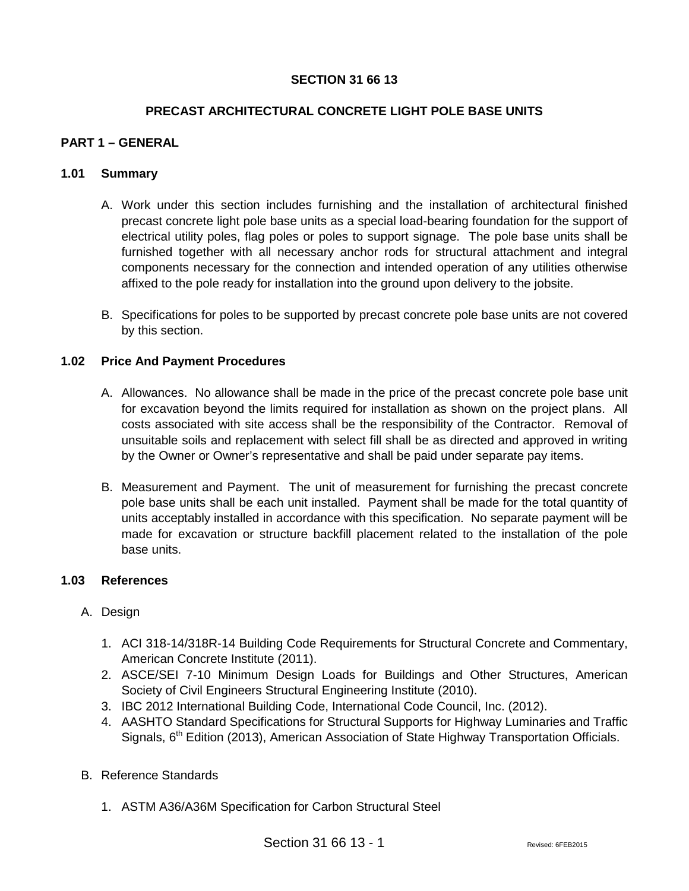# SECTION 31 66 13

## PRECAST ARCHITECTURAL CONCRETE LIGHT POLE BASE UNITS

## PART 1 – GENERAL

### 1.01 Summary

A. Work under this section includes furnishing and the installation of architectural finished precast concrete light pole base units as a special load-bearing foundation for the support of electrical utility poles, flag poles or poles to support signage. The pole base units shall be furnished together with all necessary anchor rods for structural attachment and integral components necessary for the connection and intended operation of any utilities otherwise affixed to the pole ready for installation into the ground upon delivery to the jobsite.

B. Specifications for poles to be supported by precast concrete pole base units are not covered by this section.

### 1.02 Price And Payment Procedures

A. Allowances. No allowance shall be made in the price of the precast concrete pole base unit for excavation beyond the limits required for installation as shown on the project plans. All costs associated with site access shall be the responsibility of the Contractor. Removal of unsuitable soils and replacement with select fill shall be as directed and approved in writing by the Owner or Owner's representative and shall be paid under separate pay items.

B. Measurement and Payment. The unit of measurement for furnishing the precast concrete pole base units shall be each unit installed. Payment shall be made for the total quantity of units acceptably installed in accordance with this specification. No separate payment will be made for excavation or structure backfill placement related to the installation of the pole base units.

### 1.03 References

A. Design

1. ACI 318-14/318R-14 Building Code Requirements for Structural Concrete and Commentary, American Concrete Institute (2011).
2. ASCE/SEI 7-10 Minimum Design Loads for Buildings and Other Structures, American Society of Civil Engineers Structural Engineering Institute (2010).
3. IBC 2012 International Building Code, International Code Council, Inc. (2012).
4. AASHTO Standard Specifications for Structural Supports for Highway Luminaries and Traffic Signals, 6th Edition (2013), American Association of State Highway Transportation Officials.

B. Reference Standards

1. ASTM A36/A36M Specification for Carbon Structural Steel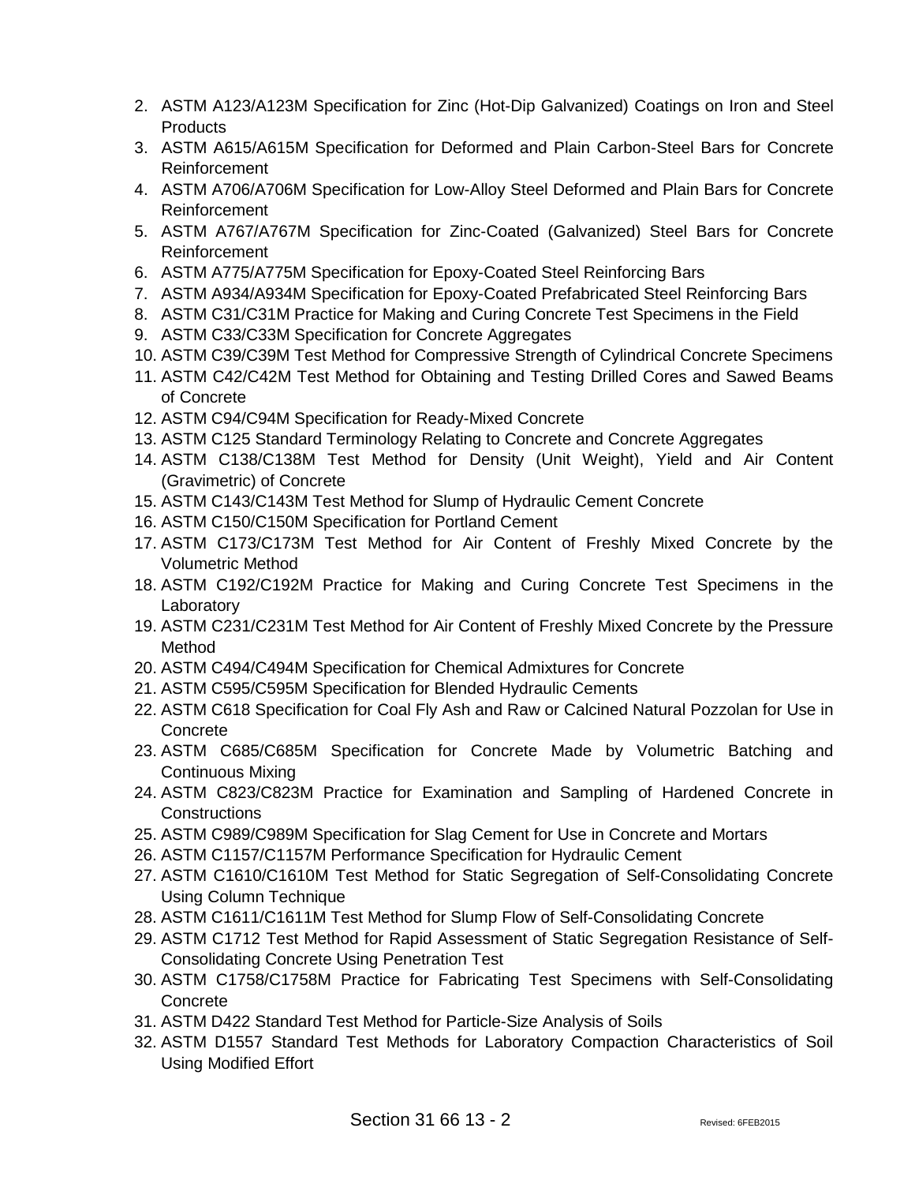2. ASTM A123/A123M Specification for Zinc (Hot-Dip Galvanized) Coatings on Iron and Steel Products
3. ASTM A615/A615M Specification for Deformed and Plain Carbon-Steel Bars for Concrete Reinforcement
4. ASTM A706/A706M Specification for Low-Alloy Steel Deformed and Plain Bars for Concrete Reinforcement
5. ASTM A767/A767M Specification for Zinc-Coated (Galvanized) Steel Bars for Concrete Reinforcement
6. ASTM A775/A775M Specification for Epoxy-Coated Steel Reinforcing Bars
7. ASTM A934/A934M Specification for Epoxy-Coated Prefabricated Steel Reinforcing Bars
8. ASTM C31/C31M Practice for Making and Curing Concrete Test Specimens in the Field
9. ASTM C33/C33M Specification for Concrete Aggregates
10. ASTM C39/C39M Test Method for Compressive Strength of Cylindrical Concrete Specimens
11. ASTM C42/C42M Test Method for Obtaining and Testing Drilled Cores and Sawed Beams of Concrete
12. ASTM C94/C94M Specification for Ready-Mixed Concrete
13. ASTM C125 Standard Terminology Relating to Concrete and Concrete Aggregates
14. ASTM C138/C138M Test Method for Density (Unit Weight), Yield and Air Content (Gravimetric) of Concrete
15. ASTM C143/C143M Test Method for Slump of Hydraulic Cement Concrete
16. ASTM C150/C150M Specification for Portland Cement
17. ASTM C173/C173M Test Method for Air Content of Freshly Mixed Concrete by the Volumetric Method
18. ASTM C192/C192M Practice for Making and Curing Concrete Test Specimens in the Laboratory
19. ASTM C231/C231M Test Method for Air Content of Freshly Mixed Concrete by the Pressure Method
20. ASTM C494/C494M Specification for Chemical Admixtures for Concrete
21. ASTM C595/C595M Specification for Blended Hydraulic Cements
22. ASTM C618 Specification for Coal Fly Ash and Raw or Calcined Natural Pozzolan for Use in Concrete
23. ASTM C685/C685M Specification for Concrete Made by Volumetric Batching and Continuous Mixing
24. ASTM C823/C823M Practice for Examination and Sampling of Hardened Concrete in Constructions
25. ASTM C989/C989M Specification for Slag Cement for Use in Concrete and Mortars
26. ASTM C1157/C1157M Performance Specification for Hydraulic Cement
27. ASTM C1610/C1610M Test Method for Static Segregation of Self-Consolidating Concrete Using Column Technique
28. ASTM C1611/C1611M Test Method for Slump Flow of Self-Consolidating Concrete
29. ASTM C1712 Test Method for Rapid Assessment of Static Segregation Resistance of Self-Consolidating Concrete Using Penetration Test
30. ASTM C1758/C1758M Practice for Fabricating Test Specimens with Self-Consolidating Concrete
31. ASTM D422 Standard Test Method for Particle-Size Analysis of Soils
32. ASTM D1557 Standard Test Methods for Laboratory Compaction Characteristics of Soil Using Modified Effort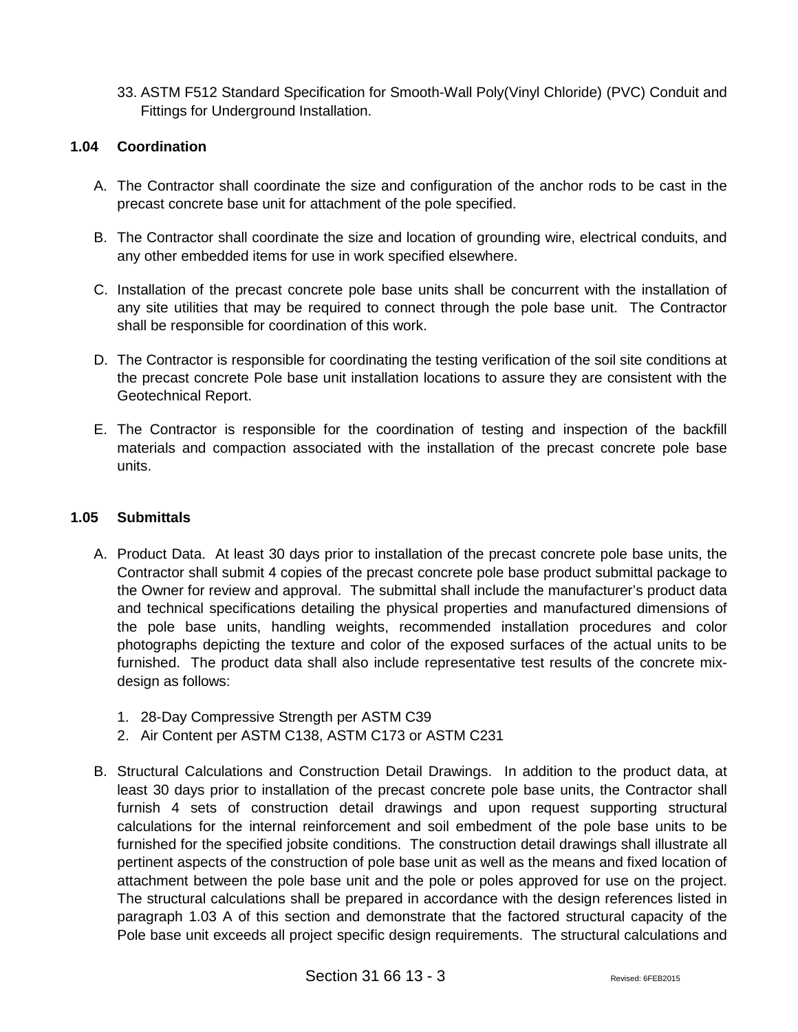33. ASTM F512 Standard Specification for Smooth-Wall Poly(Vinyl Chloride) (PVC) Conduit and Fittings for Underground Installation.

### 1.04 Coordination

A. The Contractor shall coordinate the size and configuration of the anchor rods to be cast in the precast concrete base unit for attachment of the pole specified.

B. The Contractor shall coordinate the size and location of grounding wire, electrical conduits, and any other embedded items for use in work specified elsewhere.

C. Installation of the precast concrete pole base units shall be concurrent with the installation of any site utilities that may be required to connect through the pole base unit. The Contractor shall be responsible for coordination of this work.

D. The Contractor is responsible for coordinating the testing verification of the soil site conditions at the precast concrete Pole base unit installation locations to assure they are consistent with the Geotechnical Report.

E. The Contractor is responsible for the coordination of testing and inspection of the backfill materials and compaction associated with the installation of the precast concrete pole base units.

### 1.05 Submittals

A. Product Data. At least 30 days prior to installation of the precast concrete pole base units, the Contractor shall submit 4 copies of the precast concrete pole base product submittal package to the Owner for review and approval. The submittal shall include the manufacturer's product data and technical specifications detailing the physical properties and manufactured dimensions of the pole base units, handling weights, recommended installation procedures and color photographs depicting the texture and color of the exposed surfaces of the actual units to be furnished. The product data shall also include representative test results of the concrete mix-design as follows:

   1. 28-Day Compressive Strength per ASTM C39
   2. Air Content per ASTM C138, ASTM C173 or ASTM C231

B. Structural Calculations and Construction Detail Drawings. In addition to the product data, at least 30 days prior to installation of the precast concrete pole base units, the Contractor shall furnish 4 sets of construction detail drawings and upon request supporting structural calculations for the internal reinforcement and soil embedment of the pole base units to be furnished for the specified jobsite conditions. The construction detail drawings shall illustrate all pertinent aspects of the construction of pole base unit as well as the means and fixed location of attachment between the pole base unit and the pole or poles approved for use on the project. The structural calculations shall be prepared in accordance with the design references listed in paragraph 1.03 A of this section and demonstrate that the factored structural capacity of the Pole base unit exceeds all project specific design requirements. The structural calculations and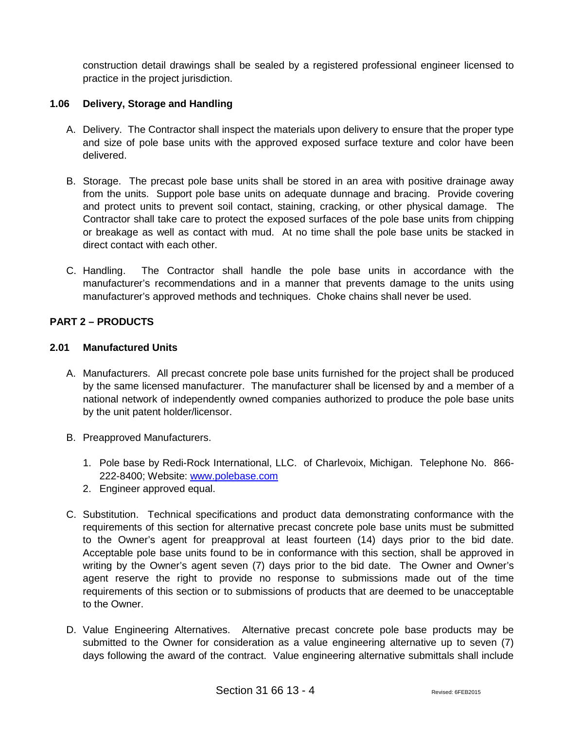construction detail drawings shall be sealed by a registered professional engineer licensed to practice in the project jurisdiction.

### 1.06 Delivery, Storage and Handling

A. Delivery. The Contractor shall inspect the materials upon delivery to ensure that the proper type and size of pole base units with the approved exposed surface texture and color have been delivered.

B. Storage. The precast pole base units shall be stored in an area with positive drainage away from the units. Support pole base units on adequate dunnage and bracing. Provide covering and protect units to prevent soil contact, staining, cracking, or other physical damage. The Contractor shall take care to protect the exposed surfaces of the pole base units from chipping or breakage as well as contact with mud. At no time shall the pole base units be stacked in direct contact with each other.

C. Handling. The Contractor shall handle the pole base units in accordance with the manufacturer's recommendations and in a manner that prevents damage to the units using manufacturer's approved methods and techniques. Choke chains shall never be used.

## PART 2 – PRODUCTS

### 2.01 Manufactured Units

A. Manufacturers. All precast concrete pole base units furnished for the project shall be produced by the same licensed manufacturer. The manufacturer shall be licensed by and a member of a national network of independently owned companies authorized to produce the pole base units by the unit patent holder/licensor.

B. Preapproved Manufacturers.

1. Pole base by Redi-Rock International, LLC. of Charlevoix, Michigan. Telephone No. 866-222-8400; Website: www.polebase.com
2. Engineer approved equal.

C. Substitution. Technical specifications and product data demonstrating conformance with the requirements of this section for alternative precast concrete pole base units must be submitted to the Owner's agent for preapproval at least fourteen (14) days prior to the bid date. Acceptable pole base units found to be in conformance with this section, shall be approved in writing by the Owner's agent seven (7) days prior to the bid date. The Owner and Owner's agent reserve the right to provide no response to submissions made out of the time requirements of this section or to submissions of products that are deemed to be unacceptable to the Owner.

D. Value Engineering Alternatives. Alternative precast concrete pole base products may be submitted to the Owner for consideration as a value engineering alternative up to seven (7) days following the award of the contract. Value engineering alternative submittals shall include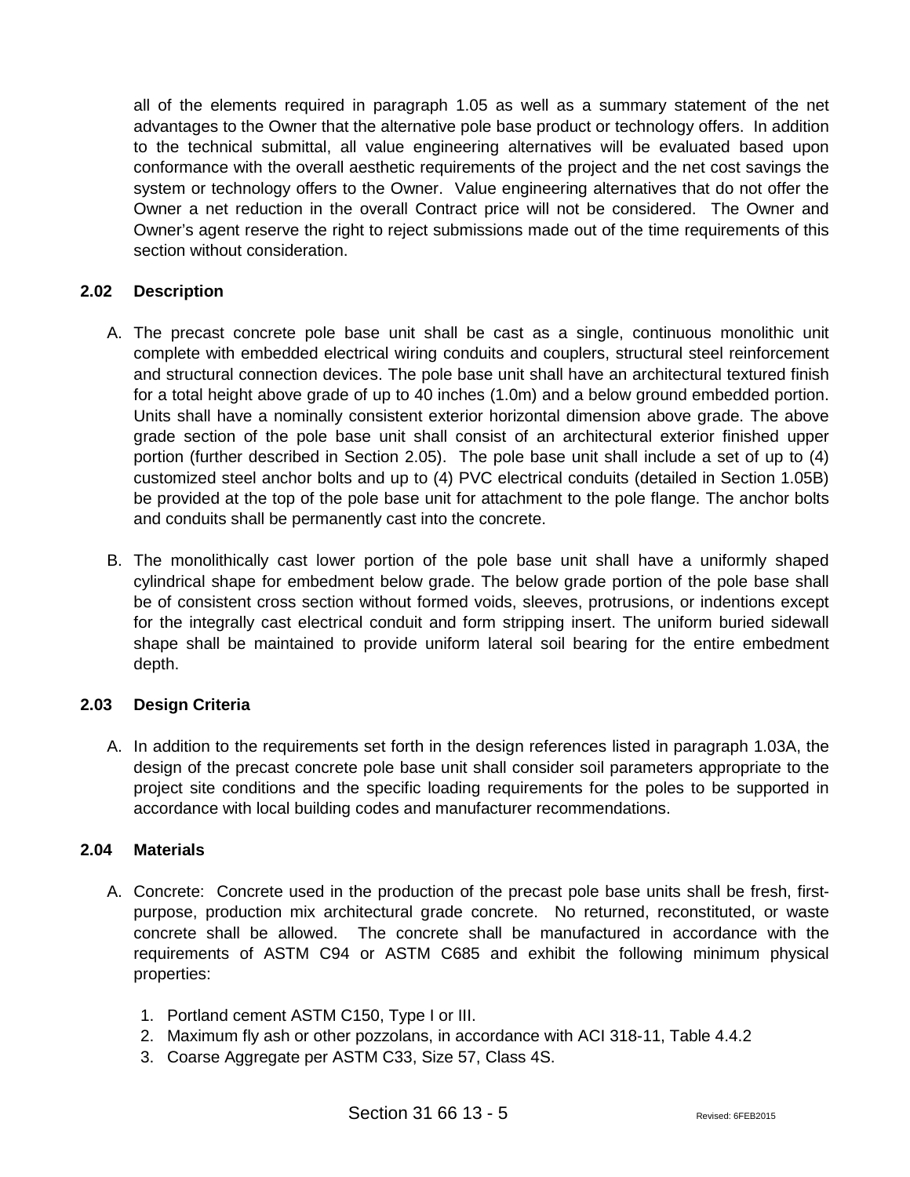all of the elements required in paragraph 1.05 as well as a summary statement of the net advantages to the Owner that the alternative pole base product or technology offers. In addition to the technical submittal, all value engineering alternatives will be evaluated based upon conformance with the overall aesthetic requirements of the project and the net cost savings the system or technology offers to the Owner. Value engineering alternatives that do not offer the Owner a net reduction in the overall Contract price will not be considered. The Owner and Owner's agent reserve the right to reject submissions made out of the time requirements of this section without consideration.

### 2.02 Description

A. The precast concrete pole base unit shall be cast as a single, continuous monolithic unit complete with embedded electrical wiring conduits and couplers, structural steel reinforcement and structural connection devices. The pole base unit shall have an architectural textured finish for a total height above grade of up to 40 inches (1.0m) and a below ground embedded portion. Units shall have a nominally consistent exterior horizontal dimension above grade. The above grade section of the pole base unit shall consist of an architectural exterior finished upper portion (further described in Section 2.05). The pole base unit shall include a set of up to (4) customized steel anchor bolts and up to (4) PVC electrical conduits (detailed in Section 1.05B) be provided at the top of the pole base unit for attachment to the pole flange. The anchor bolts and conduits shall be permanently cast into the concrete.

B. The monolithically cast lower portion of the pole base unit shall have a uniformly shaped cylindrical shape for embedment below grade. The below grade portion of the pole base shall be of consistent cross section without formed voids, sleeves, protrusions, or indentions except for the integrally cast electrical conduit and form stripping insert. The uniform buried sidewall shape shall be maintained to provide uniform lateral soil bearing for the entire embedment depth.

### 2.03 Design Criteria

A. In addition to the requirements set forth in the design references listed in paragraph 1.03A, the design of the precast concrete pole base unit shall consider soil parameters appropriate to the project site conditions and the specific loading requirements for the poles to be supported in accordance with local building codes and manufacturer recommendations.

### 2.04 Materials

A. Concrete: Concrete used in the production of the precast pole base units shall be fresh, first-purpose, production mix architectural grade concrete. No returned, reconstituted, or waste concrete shall be allowed. The concrete shall be manufactured in accordance with the requirements of ASTM C94 or ASTM C685 and exhibit the following minimum physical properties:

1. Portland cement ASTM C150, Type I or III.
2. Maximum fly ash or other pozzolans, in accordance with ACI 318-11, Table 4.4.2
3. Coarse Aggregate per ASTM C33, Size 57, Class 4S.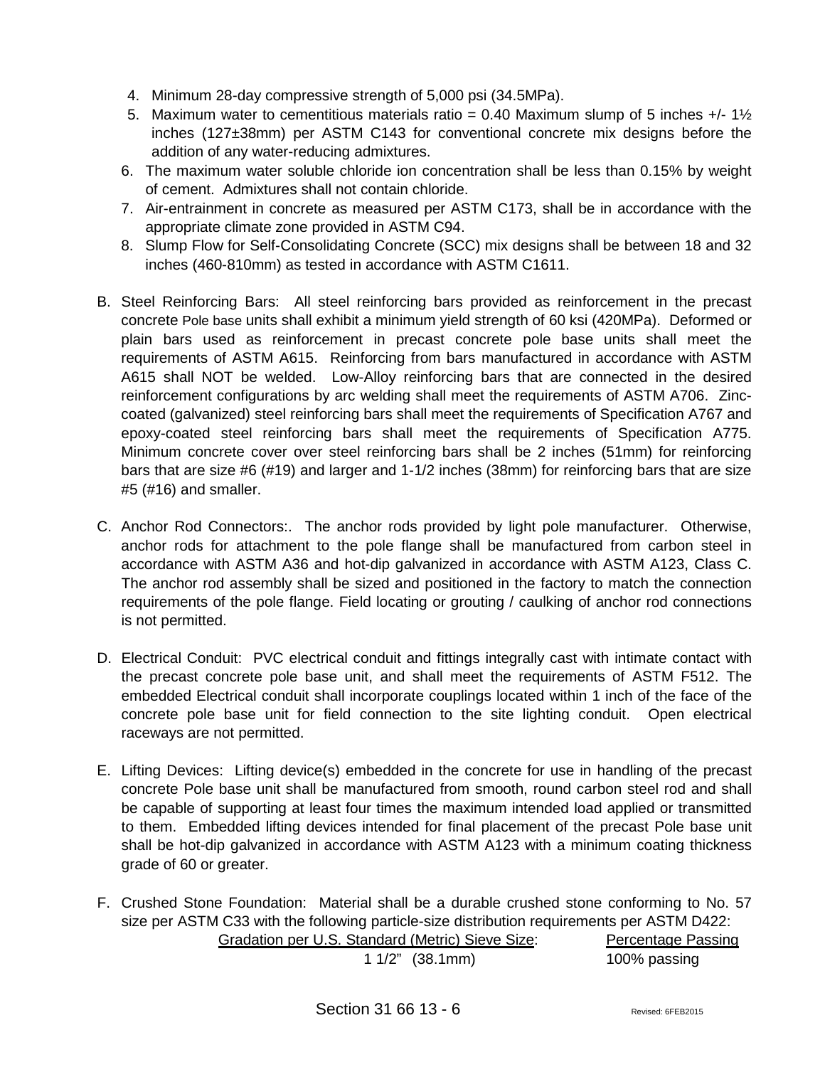4. Minimum 28-day compressive strength of 5,000 psi (34.5MPa).
5. Maximum water to cementitious materials ratio = 0.40 Maximum slump of 5 inches +/- 1½ inches (127±38mm) per ASTM C143 for conventional concrete mix designs before the addition of any water-reducing admixtures.
6. The maximum water soluble chloride ion concentration shall be less than 0.15% by weight of cement. Admixtures shall not contain chloride.
7. Air-entrainment in concrete as measured per ASTM C173, shall be in accordance with the appropriate climate zone provided in ASTM C94.
8. Slump Flow for Self-Consolidating Concrete (SCC) mix designs shall be between 18 and 32 inches (460-810mm) as tested in accordance with ASTM C1611.

B. Steel Reinforcing Bars: All steel reinforcing bars provided as reinforcement in the precast concrete Pole base units shall exhibit a minimum yield strength of 60 ksi (420MPa). Deformed or plain bars used as reinforcement in precast concrete pole base units shall meet the requirements of ASTM A615. Reinforcing from bars manufactured in accordance with ASTM A615 shall NOT be welded. Low-Alloy reinforcing bars that are connected in the desired reinforcement configurations by arc welding shall meet the requirements of ASTM A706. Zinc-coated (galvanized) steel reinforcing bars shall meet the requirements of Specification A767 and epoxy-coated steel reinforcing bars shall meet the requirements of Specification A775. Minimum concrete cover over steel reinforcing bars shall be 2 inches (51mm) for reinforcing bars that are size #6 (#19) and larger and 1-1/2 inches (38mm) for reinforcing bars that are size #5 (#16) and smaller.

C. Anchor Rod Connectors:. The anchor rods provided by light pole manufacturer. Otherwise, anchor rods for attachment to the pole flange shall be manufactured from carbon steel in accordance with ASTM A36 and hot-dip galvanized in accordance with ASTM A123, Class C. The anchor rod assembly shall be sized and positioned in the factory to match the connection requirements of the pole flange. Field locating or grouting / caulking of anchor rod connections is not permitted.

D. Electrical Conduit: PVC electrical conduit and fittings integrally cast with intimate contact with the precast concrete pole base unit, and shall meet the requirements of ASTM F512. The embedded Electrical conduit shall incorporate couplings located within 1 inch of the face of the concrete pole base unit for field connection to the site lighting conduit. Open electrical raceways are not permitted.

E. Lifting Devices: Lifting device(s) embedded in the concrete for use in handling of the precast concrete Pole base unit shall be manufactured from smooth, round carbon steel rod and shall be capable of supporting at least four times the maximum intended load applied or transmitted to them. Embedded lifting devices intended for final placement of the precast Pole base unit shall be hot-dip galvanized in accordance with ASTM A123 with a minimum coating thickness grade of 60 or greater.

F. Crushed Stone Foundation: Material shall be a durable crushed stone conforming to No. 57 size per ASTM C33 with the following particle-size distribution requirements per ASTM D422:

| Gradation per U.S. Standard (Metric) Sieve Size: | Percentage Passing |
|---|---|
| 1 1/2" (38.1mm) | 100% passing |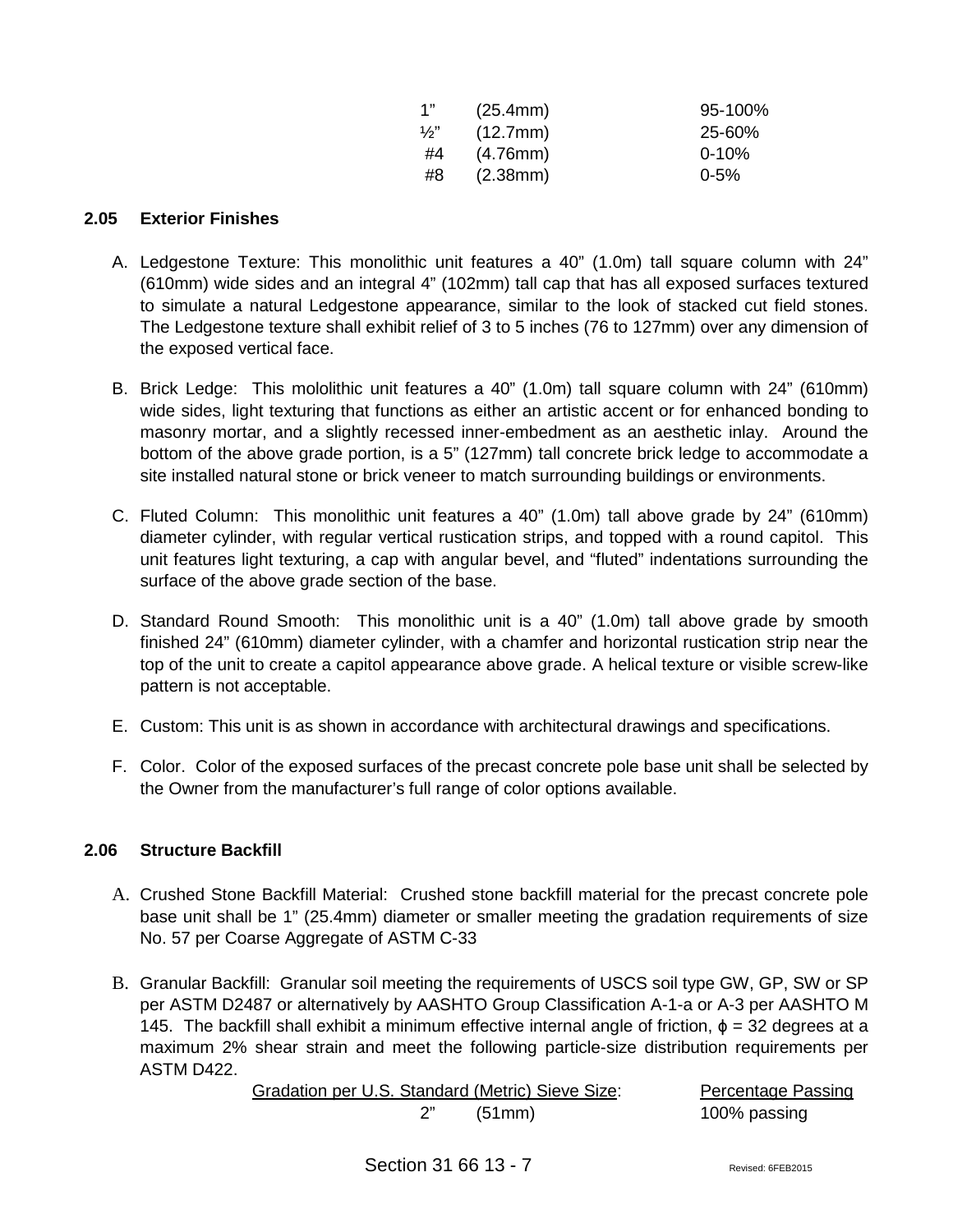| | | |
|---|---|---|
| 1” | (25.4mm) | 95-100% |
| ½” | (12.7mm) | 25-60% |
| #4 | (4.76mm) | 0-10% |
| #8 | (2.38mm) | 0-5% |

## 2.05 Exterior Finishes

A. Ledgestone Texture: This monolithic unit features a 40” (1.0m) tall square column with 24” (610mm) wide sides and an integral 4” (102mm) tall cap that has all exposed surfaces textured to simulate a natural Ledgestone appearance, similar to the look of stacked cut field stones. The Ledgestone texture shall exhibit relief of 3 to 5 inches (76 to 127mm) over any dimension of the exposed vertical face.

B. Brick Ledge: This mololithic unit features a 40” (1.0m) tall square column with 24” (610mm) wide sides, light texturing that functions as either an artistic accent or for enhanced bonding to masonry mortar, and a slightly recessed inner-embedment as an aesthetic inlay. Around the bottom of the above grade portion, is a 5” (127mm) tall concrete brick ledge to accommodate a site installed natural stone or brick veneer to match surrounding buildings or environments.

C. Fluted Column: This monolithic unit features a 40” (1.0m) tall above grade by 24” (610mm) diameter cylinder, with regular vertical rustication strips, and topped with a round capitol. This unit features light texturing, a cap with angular bevel, and “fluted” indentations surrounding the surface of the above grade section of the base.

D. Standard Round Smooth: This monolithic unit is a 40” (1.0m) tall above grade by smooth finished 24” (610mm) diameter cylinder, with a chamfer and horizontal rustication strip near the top of the unit to create a capitol appearance above grade. A helical texture or visible screw-like pattern is not acceptable.

E. Custom: This unit is as shown in accordance with architectural drawings and specifications.

F. Color. Color of the exposed surfaces of the precast concrete pole base unit shall be selected by the Owner from the manufacturer’s full range of color options available.

## 2.06 Structure Backfill

A. Crushed Stone Backfill Material: Crushed stone backfill material for the precast concrete pole base unit shall be 1” (25.4mm) diameter or smaller meeting the gradation requirements of size No. 57 per Coarse Aggregate of ASTM C-33

B. Granular Backfill: Granular soil meeting the requirements of USCS soil type GW, GP, SW or SP per ASTM D2487 or alternatively by AASHTO Group Classification A-1-a or A-3 per AASHTO M 145. The backfill shall exhibit a minimum effective internal angle of friction, $\phi$ = 32 degrees at a maximum 2% shear strain and meet the following particle-size distribution requirements per ASTM D422.

| Gradation per U.S. Standard (Metric) Sieve Size: | | Percentage Passing |
|---|---|---|
| 2” | (51mm) | 100% passing |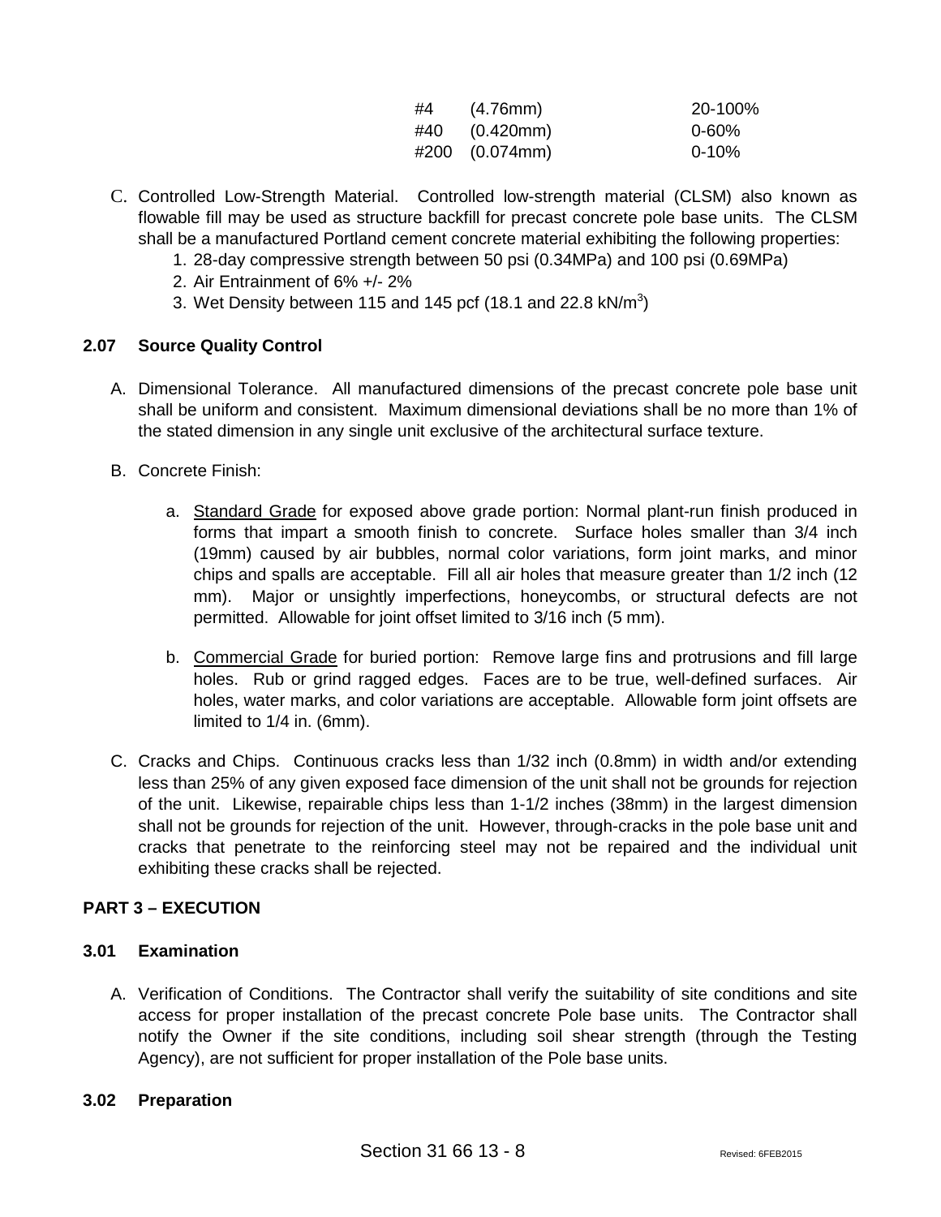| | | |
|---|---|---|
| #4 | (4.76mm) | 20-100% |
| #40 | (0.420mm) | 0-60% |
| #200 | (0.074mm) | 0-10% |

C. Controlled Low-Strength Material. Controlled low-strength material (CLSM) also known as flowable fill may be used as structure backfill for precast concrete pole base units. The CLSM shall be a manufactured Portland cement concrete material exhibiting the following properties:

1. 28-day compressive strength between 50 psi (0.34MPa) and 100 psi (0.69MPa)
2. Air Entrainment of 6% +/- 2%
3. Wet Density between 115 and 145 pcf (18.1 and 22.8 kN/$m^3$)

### 2.07 Source Quality Control

A. Dimensional Tolerance. All manufactured dimensions of the precast concrete pole base unit shall be uniform and consistent. Maximum dimensional deviations shall be no more than 1% of the stated dimension in any single unit exclusive of the architectural surface texture.

B. Concrete Finish:

a. Standard Grade for exposed above grade portion: Normal plant-run finish produced in forms that impart a smooth finish to concrete. Surface holes smaller than 3/4 inch (19mm) caused by air bubbles, normal color variations, form joint marks, and minor chips and spalls are acceptable. Fill all air holes that measure greater than 1/2 inch (12 mm). Major or unsightly imperfections, honeycombs, or structural defects are not permitted. Allowable for joint offset limited to 3/16 inch (5 mm).

b. Commercial Grade for buried portion: Remove large fins and protrusions and fill large holes. Rub or grind ragged edges. Faces are to be true, well-defined surfaces. Air holes, water marks, and color variations are acceptable. Allowable form joint offsets are limited to 1/4 in. (6mm).

C. Cracks and Chips. Continuous cracks less than 1/32 inch (0.8mm) in width and/or extending less than 25% of any given exposed face dimension of the unit shall not be grounds for rejection of the unit. Likewise, repairable chips less than 1-1/2 inches (38mm) in the largest dimension shall not be grounds for rejection of the unit. However, through-cracks in the pole base unit and cracks that penetrate to the reinforcing steel may not be repaired and the individual unit exhibiting these cracks shall be rejected.

## PART 3 – EXECUTION

### 3.01 Examination

A. Verification of Conditions. The Contractor shall verify the suitability of site conditions and site access for proper installation of the precast concrete Pole base units. The Contractor shall notify the Owner if the site conditions, including soil shear strength (through the Testing Agency), are not sufficient for proper installation of the Pole base units.

### 3.02 Preparation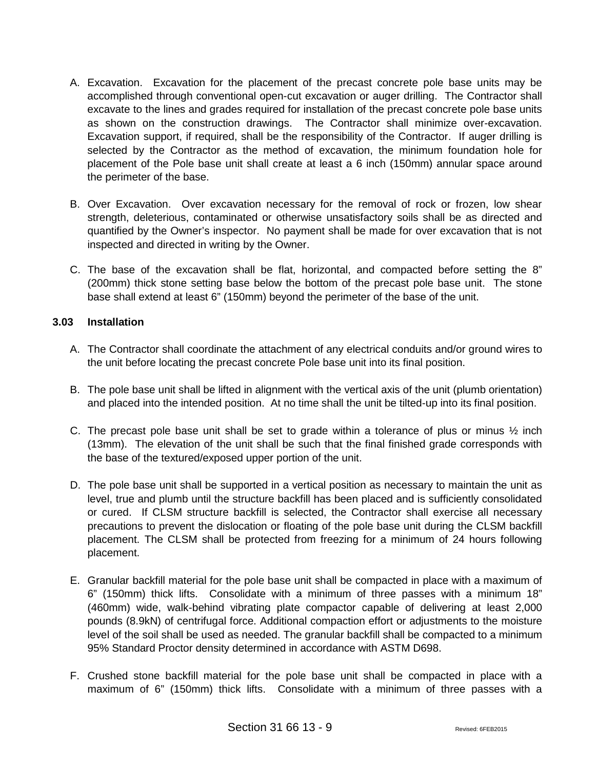A. Excavation. Excavation for the placement of the precast concrete pole base units may be accomplished through conventional open-cut excavation or auger drilling. The Contractor shall excavate to the lines and grades required for installation of the precast concrete pole base units as shown on the construction drawings. The Contractor shall minimize over-excavation. Excavation support, if required, shall be the responsibility of the Contractor. If auger drilling is selected by the Contractor as the method of excavation, the minimum foundation hole for placement of the Pole base unit shall create at least a 6 inch (150mm) annular space around the perimeter of the base.

B. Over Excavation. Over excavation necessary for the removal of rock or frozen, low shear strength, deleterious, contaminated or otherwise unsatisfactory soils shall be as directed and quantified by the Owner's inspector. No payment shall be made for over excavation that is not inspected and directed in writing by the Owner.

C. The base of the excavation shall be flat, horizontal, and compacted before setting the 8" (200mm) thick stone setting base below the bottom of the precast pole base unit. The stone base shall extend at least 6" (150mm) beyond the perimeter of the base of the unit.

### 3.03 Installation

A. The Contractor shall coordinate the attachment of any electrical conduits and/or ground wires to the unit before locating the precast concrete Pole base unit into its final position.

B. The pole base unit shall be lifted in alignment with the vertical axis of the unit (plumb orientation) and placed into the intended position. At no time shall the unit be tilted-up into its final position.

C. The precast pole base unit shall be set to grade within a tolerance of plus or minus ½ inch (13mm). The elevation of the unit shall be such that the final finished grade corresponds with the base of the textured/exposed upper portion of the unit.

D. The pole base unit shall be supported in a vertical position as necessary to maintain the unit as level, true and plumb until the structure backfill has been placed and is sufficiently consolidated or cured. If CLSM structure backfill is selected, the Contractor shall exercise all necessary precautions to prevent the dislocation or floating of the pole base unit during the CLSM backfill placement. The CLSM shall be protected from freezing for a minimum of 24 hours following placement.

E. Granular backfill material for the pole base unit shall be compacted in place with a maximum of 6" (150mm) thick lifts. Consolidate with a minimum of three passes with a minimum 18" (460mm) wide, walk-behind vibrating plate compactor capable of delivering at least 2,000 pounds (8.9kN) of centrifugal force. Additional compaction effort or adjustments to the moisture level of the soil shall be used as needed. The granular backfill shall be compacted to a minimum 95% Standard Proctor density determined in accordance with ASTM D698.

F. Crushed stone backfill material for the pole base unit shall be compacted in place with a maximum of 6" (150mm) thick lifts. Consolidate with a minimum of three passes with a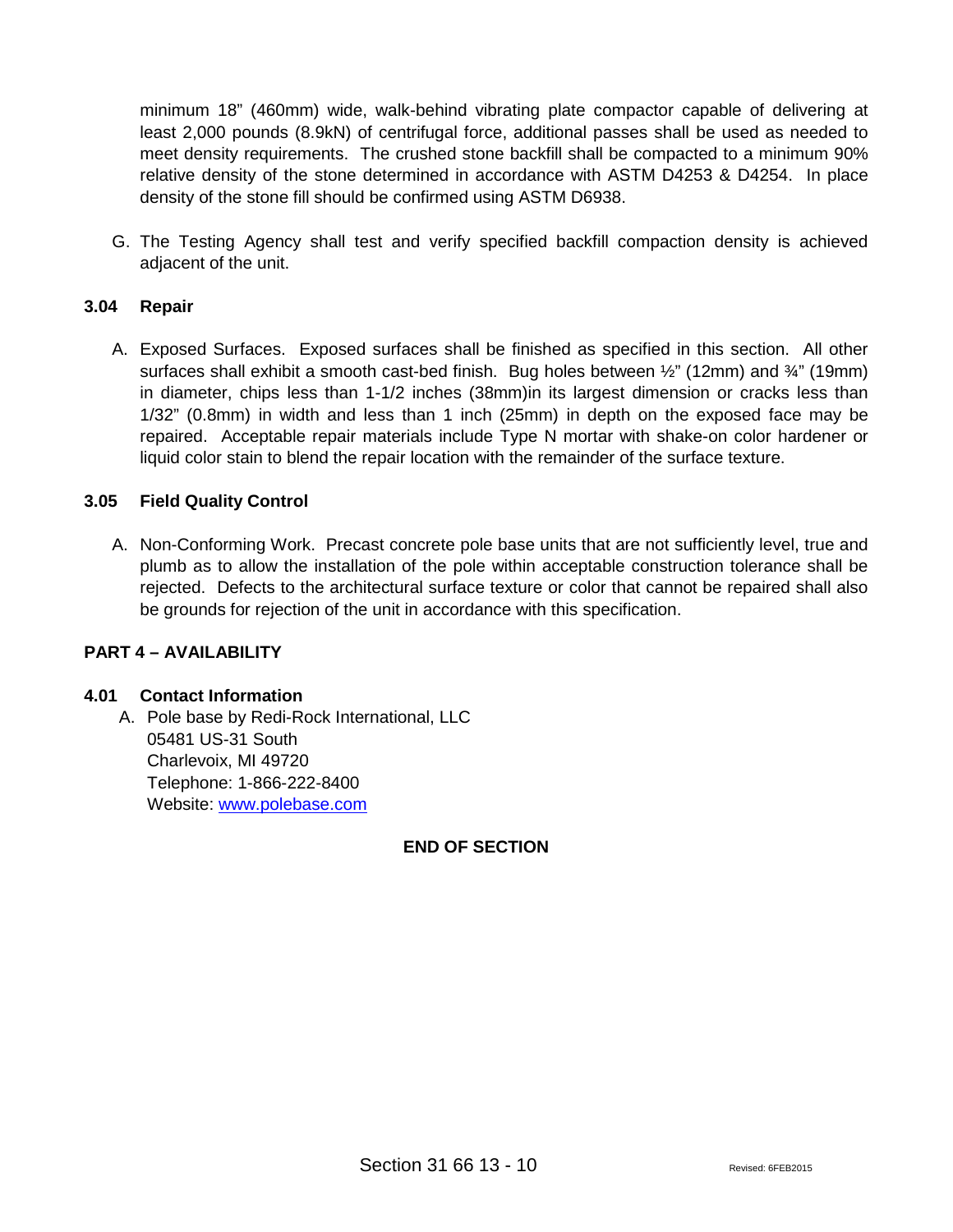minimum 18" (460mm) wide, walk-behind vibrating plate compactor capable of delivering at least 2,000 pounds (8.9kN) of centrifugal force, additional passes shall be used as needed to meet density requirements. The crushed stone backfill shall be compacted to a minimum 90% relative density of the stone determined in accordance with ASTM D4253 & D4254. In place density of the stone fill should be confirmed using ASTM D6938.

G. The Testing Agency shall test and verify specified backfill compaction density is achieved adjacent of the unit.

### 3.04 Repair

A. Exposed Surfaces. Exposed surfaces shall be finished as specified in this section. All other surfaces shall exhibit a smooth cast-bed finish. Bug holes between ½" (12mm) and ¾" (19mm) in diameter, chips less than 1-1/2 inches (38mm)in its largest dimension or cracks less than 1/32" (0.8mm) in width and less than 1 inch (25mm) in depth on the exposed face may be repaired. Acceptable repair materials include Type N mortar with shake-on color hardener or liquid color stain to blend the repair location with the remainder of the surface texture.

### 3.05 Field Quality Control

A. Non-Conforming Work. Precast concrete pole base units that are not sufficiently level, true and plumb as to allow the installation of the pole within acceptable construction tolerance shall be rejected. Defects to the architectural surface texture or color that cannot be repaired shall also be grounds for rejection of the unit in accordance with this specification.

## PART 4 – AVAILABILITY

### 4.01 Contact Information

A. Pole base by Redi-Rock International, LLC
05481 US-31 South
Charlevoix, MI 49720
Telephone: 1-866-222-8400
Website: www.polebase.com

**END OF SECTION**